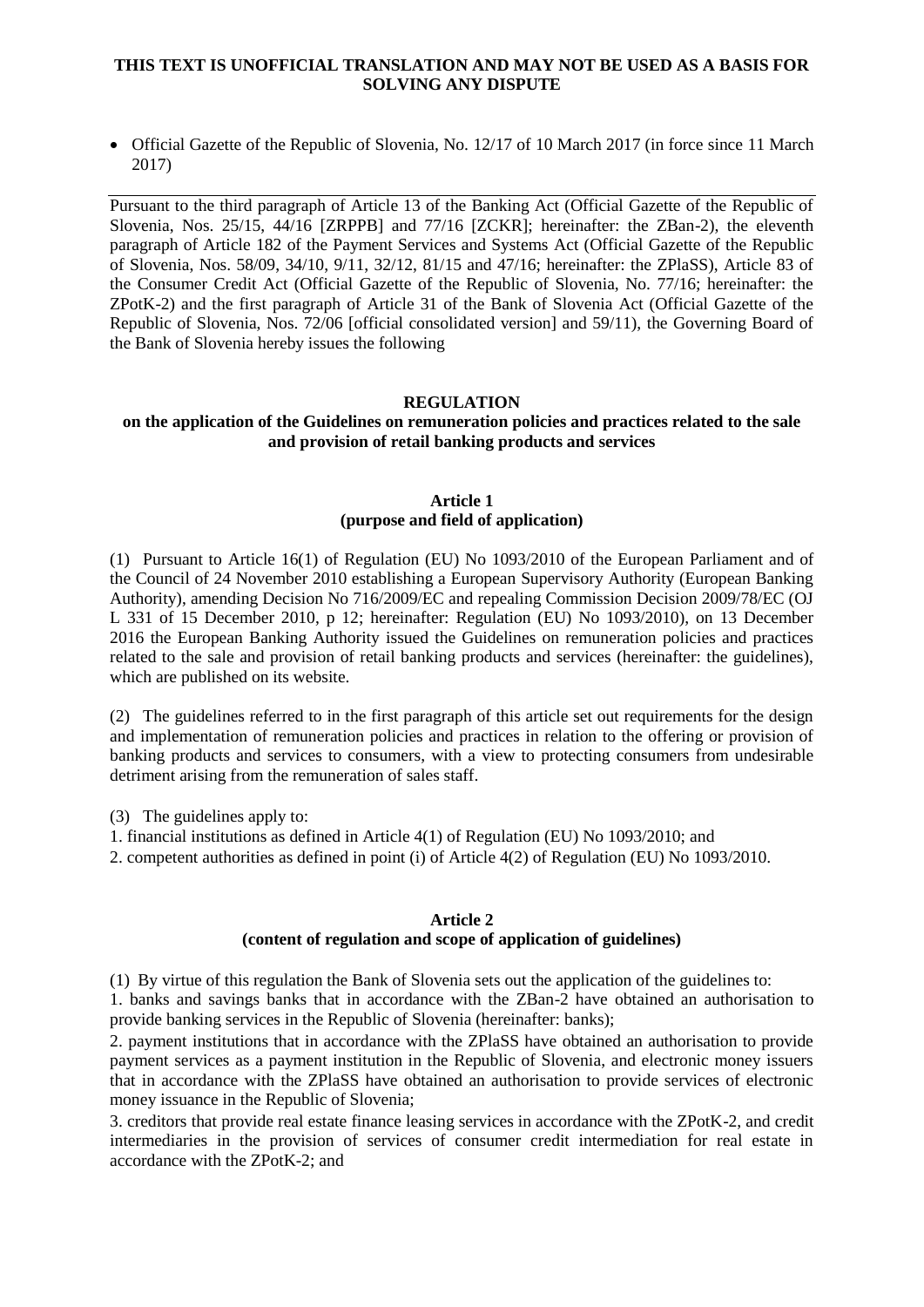**THIS TEXT IS UNOFFICIAL TRANSLATION AND MAY NOT BE USED AS A BASIS FOR SOLVING ANY DISPUTE**

- Official Gazette of the Republic of Slovenia, No. 12/17 of 10 March 2017 (in force since 11 March 2017)

---

Pursuant to the third paragraph of Article 13 of the Banking Act (Official Gazette of the Republic of Slovenia, Nos. 25/15, 44/16 [ZRPPB] and 77/16 [ZCKR]; hereinafter: the ZBan-2), the eleventh paragraph of Article 182 of the Payment Services and Systems Act (Official Gazette of the Republic of Slovenia, Nos. 58/09, 34/10, 9/11, 32/12, 81/15 and 47/16; hereinafter: the ZPlaSS), Article 83 of the Consumer Credit Act (Official Gazette of the Republic of Slovenia, No. 77/16; hereinafter: the ZPotK-2) and the first paragraph of Article 31 of the Bank of Slovenia Act (Official Gazette of the Republic of Slovenia, Nos. 72/06 [official consolidated version] and 59/11), the Governing Board of the Bank of Slovenia hereby issues the following

# REGULATION

## on the application of the Guidelines on remuneration policies and practices related to the sale and provision of retail banking products and services

### Article 1
### (purpose and field of application)

(1) Pursuant to Article 16(1) of Regulation (EU) No 1093/2010 of the European Parliament and of the Council of 24 November 2010 establishing a European Supervisory Authority (European Banking Authority), amending Decision No 716/2009/EC and repealing Commission Decision 2009/78/EC (OJ L 331 of 15 December 2010, p 12; hereinafter: Regulation (EU) No 1093/2010), on 13 December 2016 the European Banking Authority issued the Guidelines on remuneration policies and practices related to the sale and provision of retail banking products and services (hereinafter: the guidelines), which are published on its website.

(2) The guidelines referred to in the first paragraph of this article set out requirements for the design and implementation of remuneration policies and practices in relation to the offering or provision of banking products and services to consumers, with a view to protecting consumers from undesirable detriment arising from the remuneration of sales staff.

(3) The guidelines apply to:

1. financial institutions as defined in Article 4(1) of Regulation (EU) No 1093/2010; and
2. competent authorities as defined in point (i) of Article 4(2) of Regulation (EU) No 1093/2010.

### Article 2
### (content of regulation and scope of application of guidelines)

(1) By virtue of this regulation the Bank of Slovenia sets out the application of the guidelines to:

1. banks and savings banks that in accordance with the ZBan-2 have obtained an authorisation to provide banking services in the Republic of Slovenia (hereinafter: banks);
2. payment institutions that in accordance with the ZPlaSS have obtained an authorisation to provide payment services as a payment institution in the Republic of Slovenia, and electronic money issuers that in accordance with the ZPlaSS have obtained an authorisation to provide services of electronic money issuance in the Republic of Slovenia;
3. creditors that provide real estate finance leasing services in accordance with the ZPotK-2, and credit intermediaries in the provision of services of consumer credit intermediation for real estate in accordance with the ZPotK-2; and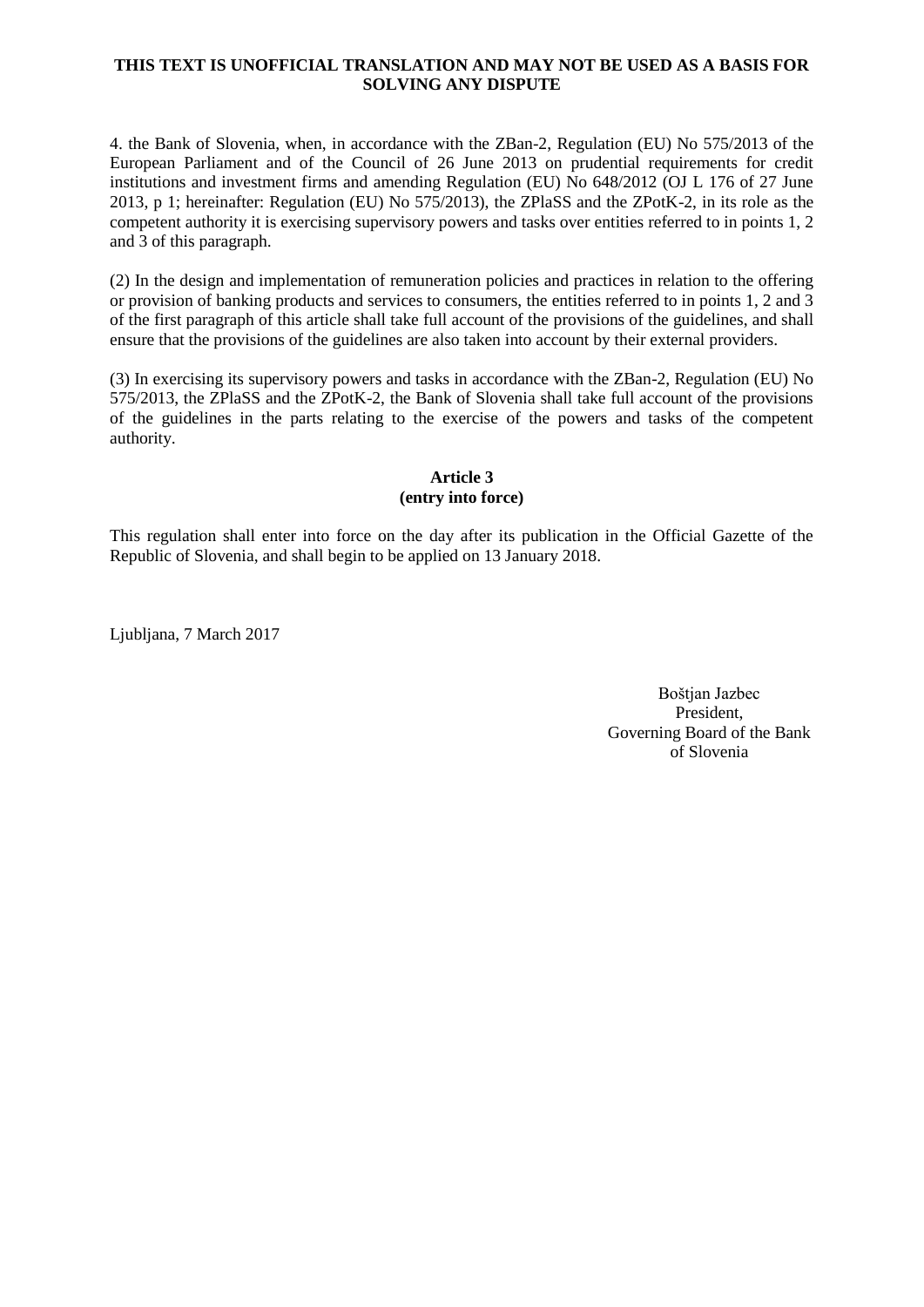**THIS TEXT IS UNOFFICIAL TRANSLATION AND MAY NOT BE USED AS A BASIS FOR SOLVING ANY DISPUTE**

4. the Bank of Slovenia, when, in accordance with the ZBan-2, Regulation (EU) No 575/2013 of the European Parliament and of the Council of 26 June 2013 on prudential requirements for credit institutions and investment firms and amending Regulation (EU) No 648/2012 (OJ L 176 of 27 June 2013, p 1; hereinafter: Regulation (EU) No 575/2013), the ZPlaSS and the ZPotK-2, in its role as the competent authority it is exercising supervisory powers and tasks over entities referred to in points 1, 2 and 3 of this paragraph.

(2) In the design and implementation of remuneration policies and practices in relation to the offering or provision of banking products and services to consumers, the entities referred to in points 1, 2 and 3 of the first paragraph of this article shall take full account of the provisions of the guidelines, and shall ensure that the provisions of the guidelines are also taken into account by their external providers.

(3) In exercising its supervisory powers and tasks in accordance with the ZBan-2, Regulation (EU) No 575/2013, the ZPlaSS and the ZPotK-2, the Bank of Slovenia shall take full account of the provisions of the guidelines in the parts relating to the exercise of the powers and tasks of the competent authority.

**Article 3**
**(entry into force)**

This regulation shall enter into force on the day after its publication in the Official Gazette of the Republic of Slovenia, and shall begin to be applied on 13 January 2018.

Ljubljana, 7 March 2017

Boštjan Jazbec
President,
Governing Board of the Bank of Slovenia